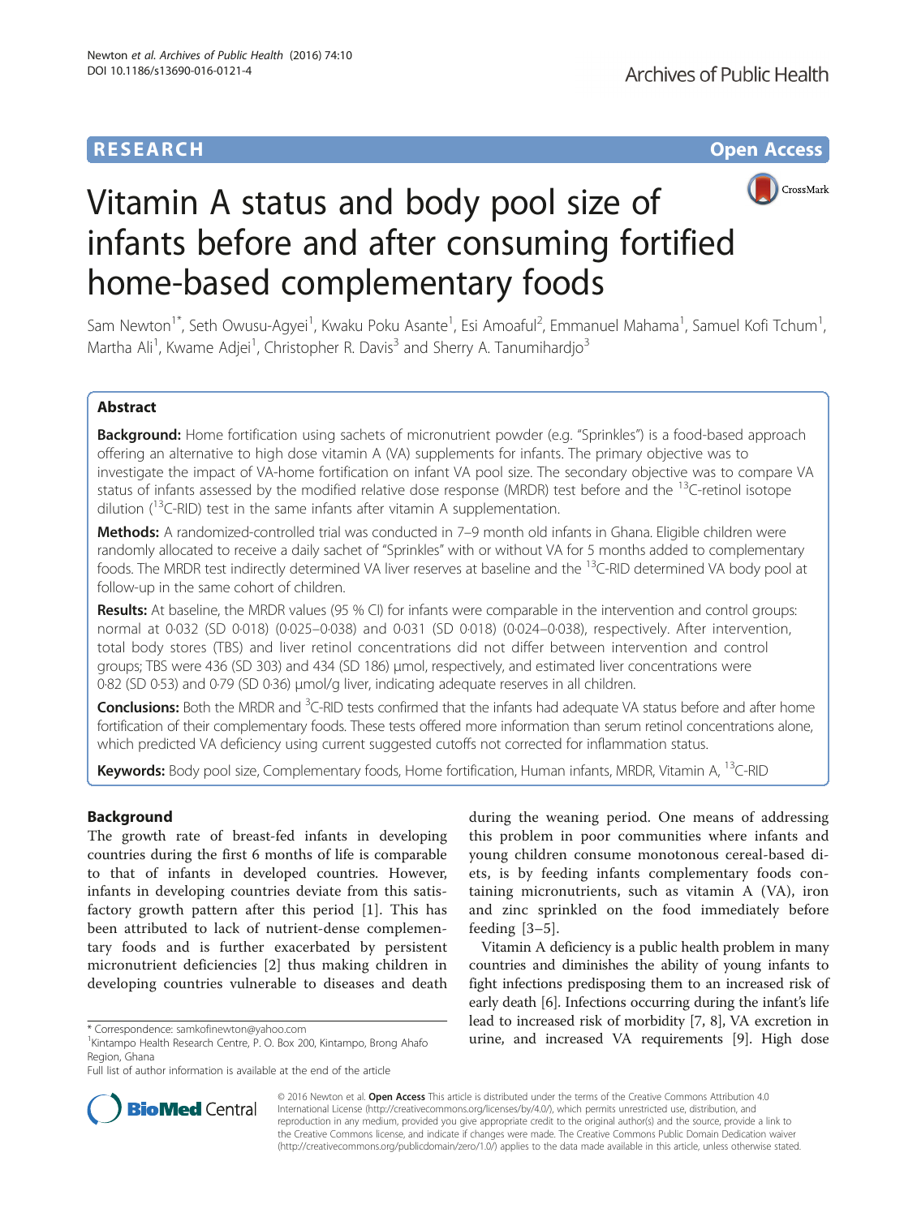**RESEARCH** **Open Access**

# Vitamin A status and body pool size of infants before and after consuming fortified home-based complementary foods

Sam Newton[1*], Seth Owusu-Agyei[1], Kwaku Poku Asante[1], Esi Amoaful[2], Emmanuel Mahama[1], Samuel Kofi Tchum[1], Martha Ali[1], Kwame Adjei[1], Christopher R. Davis[3] and Sherry A. Tanumihardjo[3]

## Abstract

**Background:** Home fortification using sachets of micronutrient powder (e.g. "Sprinkles") is a food-based approach offering an alternative to high dose vitamin A (VA) supplements for infants. The primary objective was to investigate the impact of VA-home fortification on infant VA pool size. The secondary objective was to compare VA status of infants assessed by the modified relative dose response (MRDR) test before and the $^{13}$C-retinol isotope dilution ($^{13}$C-RID) test in the same infants after vitamin A supplementation.

**Methods:** A randomized-controlled trial was conducted in 7–9 month old infants in Ghana. Eligible children were randomly allocated to receive a daily sachet of "Sprinkles" with or without VA for 5 months added to complementary foods. The MRDR test indirectly determined VA liver reserves at baseline and the $^{13}$C-RID determined VA body pool at follow-up in the same cohort of children.

**Results:** At baseline, the MRDR values (95 % CI) for infants were comparable in the intervention and control groups: normal at 0·032 (SD 0·018) (0·025–0·038) and 0·031 (SD 0·018) (0·024–0·038), respectively. After intervention, total body stores (TBS) and liver retinol concentrations did not differ between intervention and control groups; TBS were 436 (SD 303) and 434 (SD 186) μmol, respectively, and estimated liver concentrations were 0·82 (SD 0·53) and 0·79 (SD 0·36) μmol/g liver, indicating adequate reserves in all children.

**Conclusions:** Both the MRDR and $^{3}$C-RID tests confirmed that the infants had adequate VA status before and after home fortification of their complementary foods. These tests offered more information than serum retinol concentrations alone, which predicted VA deficiency using current suggested cutoffs not corrected for inflammation status.

**Keywords:** Body pool size, Complementary foods, Home fortification, Human infants, MRDR, Vitamin A, $^{13}$C-RID

## Background

The growth rate of breast-fed infants in developing countries during the first 6 months of life is comparable to that of infants in developed countries. However, infants in developing countries deviate from this satisfactory growth pattern after this period [1]. This has been attributed to lack of nutrient-dense complementary foods and is further exacerbated by persistent micronutrient deficiencies [2] thus making children in developing countries vulnerable to diseases and death during the weaning period. One means of addressing this problem in poor communities where infants and young children consume monotonous cereal-based diets, is by feeding infants complementary foods containing micronutrients, such as vitamin A (VA), iron and zinc sprinkled on the food immediately before feeding [3–5].

Vitamin A deficiency is a public health problem in many countries and diminishes the ability of young infants to fight infections predisposing them to an increased risk of early death [6]. Infections occurring during the infant's life lead to increased risk of morbidity [7, 8], VA excretion in urine, and increased VA requirements [9]. High dose

\* Correspondence: samkofinewton@yahoo.com
[1]Kintampo Health Research Centre, P. O. Box 200, Kintampo, Brong Ahafo Region, Ghana
Full list of author information is available at the end of the article

© 2016 Newton et al. **Open Access** This article is distributed under the terms of the Creative Commons Attribution 4.0 International License (http://creativecommons.org/licenses/by/4.0/), which permits unrestricted use, distribution, and reproduction in any medium, provided you give appropriate credit to the original author(s) and the source, provide a link to the Creative Commons license, and indicate if changes were made. The Creative Commons Public Domain Dedication waiver (http://creativecommons.org/publicdomain/zero/1.0/) applies to the data made available in this article, unless otherwise stated.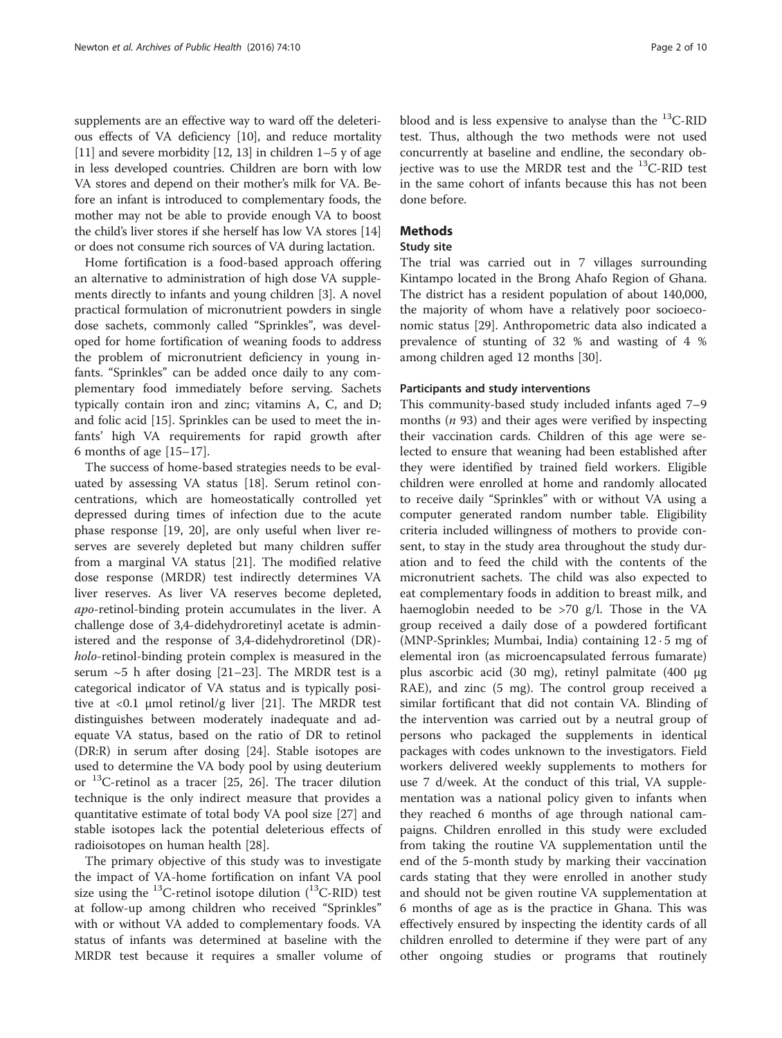supplements are an effective way to ward off the deleterious effects of VA deficiency [10], and reduce mortality [11] and severe morbidity [12, 13] in children 1–5 y of age in less developed countries. Children are born with low VA stores and depend on their mother's milk for VA. Before an infant is introduced to complementary foods, the mother may not be able to provide enough VA to boost the child's liver stores if she herself has low VA stores [14] or does not consume rich sources of VA during lactation.

Home fortification is a food-based approach offering an alternative to administration of high dose VA supplements directly to infants and young children [3]. A novel practical formulation of micronutrient powders in single dose sachets, commonly called "Sprinkles", was developed for home fortification of weaning foods to address the problem of micronutrient deficiency in young infants. "Sprinkles" can be added once daily to any complementary food immediately before serving. Sachets typically contain iron and zinc; vitamins A, C, and D; and folic acid [15]. Sprinkles can be used to meet the infants' high VA requirements for rapid growth after 6 months of age [15–17].

The success of home-based strategies needs to be evaluated by assessing VA status [18]. Serum retinol concentrations, which are homeostatically controlled yet depressed during times of infection due to the acute phase response [19, 20], are only useful when liver reserves are severely depleted but many children suffer from a marginal VA status [21]. The modified relative dose response (MRDR) test indirectly determines VA liver reserves. As liver VA reserves become depleted, *apo*-retinol-binding protein accumulates in the liver. A challenge dose of 3,4-didehydroretinyl acetate is administered and the response of 3,4-didehydroretinol (DR)-*holo*-retinol-binding protein complex is measured in the serum ~5 h after dosing [21–23]. The MRDR test is a categorical indicator of VA status and is typically positive at <0.1 μmol retinol/g liver [21]. The MRDR test distinguishes between moderately inadequate and adequate VA status, based on the ratio of DR to retinol (DR:R) in serum after dosing [24]. Stable isotopes are used to determine the VA body pool by using deuterium or $^{13}$C-retinol as a tracer [25, 26]. The tracer dilution technique is the only indirect measure that provides a quantitative estimate of total body VA pool size [27] and stable isotopes lack the potential deleterious effects of radioisotopes on human health [28].

The primary objective of this study was to investigate the impact of VA-home fortification on infant VA pool size using the $^{13}$C-retinol isotope dilution ($^{13}$C-RID) test at follow-up among children who received "Sprinkles" with or without VA added to complementary foods. VA status of infants was determined at baseline with the MRDR test because it requires a smaller volume of blood and is less expensive to analyse than the $^{13}$C-RID test. Thus, although the two methods were not used concurrently at baseline and endline, the secondary objective was to use the MRDR test and the $^{13}$C-RID test in the same cohort of infants because this has not been done before.

## Methods

### Study site

The trial was carried out in 7 villages surrounding Kintampo located in the Brong Ahafo Region of Ghana. The district has a resident population of about 140,000, the majority of whom have a relatively poor socioeconomic status [29]. Anthropometric data also indicated a prevalence of stunting of 32 % and wasting of 4 % among children aged 12 months [30].

#### Participants and study interventions

This community-based study included infants aged 7–9 months (*n* 93) and their ages were verified by inspecting their vaccination cards. Children of this age were selected to ensure that weaning had been established after they were identified by trained field workers. Eligible children were enrolled at home and randomly allocated to receive daily "Sprinkles" with or without VA using a computer generated random number table. Eligibility criteria included willingness of mothers to provide consent, to stay in the study area throughout the study duration and to feed the child with the contents of the micronutrient sachets. The child was also expected to eat complementary foods in addition to breast milk, and haemoglobin needed to be >70 g/l. Those in the VA group received a daily dose of a powdered fortificant (MNP-Sprinkles; Mumbai, India) containing 12 · 5 mg of elemental iron (as microencapsulated ferrous fumarate) plus ascorbic acid (30 mg), retinyl palmitate (400 μg RAE), and zinc (5 mg). The control group received a similar fortificant that did not contain VA. Blinding of the intervention was carried out by a neutral group of persons who packaged the supplements in identical packages with codes unknown to the investigators. Field workers delivered weekly supplements to mothers for use 7 d/week. At the conduct of this trial, VA supplementation was a national policy given to infants when they reached 6 months of age through national campaigns. Children enrolled in this study were excluded from taking the routine VA supplementation until the end of the 5-month study by marking their vaccination cards stating that they were enrolled in another study and should not be given routine VA supplementation at 6 months of age as is the practice in Ghana. This was effectively ensured by inspecting the identity cards of all children enrolled to determine if they were part of any other ongoing studies or programs that routinely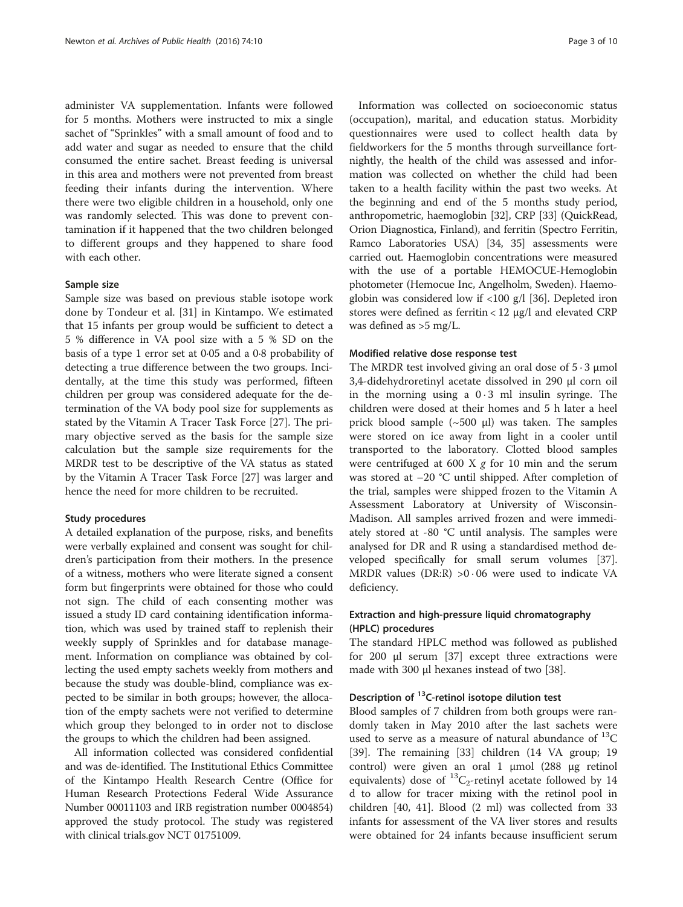administer VA supplementation. Infants were followed for 5 months. Mothers were instructed to mix a single sachet of "Sprinkles" with a small amount of food and to add water and sugar as needed to ensure that the child consumed the entire sachet. Breast feeding is universal in this area and mothers were not prevented from breast feeding their infants during the intervention. Where there were two eligible children in a household, only one was randomly selected. This was done to prevent contamination if it happened that the two children belonged to different groups and they happened to share food with each other.

#### Sample size

Sample size was based on previous stable isotope work done by Tondeur et al. [31] in Kintampo. We estimated that 15 infants per group would be sufficient to detect a 5 % difference in VA pool size with a 5 % SD on the basis of a type 1 error set at 0·05 and a 0·8 probability of detecting a true difference between the two groups. Incidentally, at the time this study was performed, fifteen children per group was considered adequate for the determination of the VA body pool size for supplements as stated by the Vitamin A Tracer Task Force [27]. The primary objective served as the basis for the sample size calculation but the sample size requirements for the MRDR test to be descriptive of the VA status as stated by the Vitamin A Tracer Task Force [27] was larger and hence the need for more children to be recruited.

#### Study procedures

A detailed explanation of the purpose, risks, and benefits were verbally explained and consent was sought for children's participation from their mothers. In the presence of a witness, mothers who were literate signed a consent form but fingerprints were obtained for those who could not sign. The child of each consenting mother was issued a study ID card containing identification information, which was used by trained staff to replenish their weekly supply of Sprinkles and for database management. Information on compliance was obtained by collecting the used empty sachets weekly from mothers and because the study was double-blind, compliance was expected to be similar in both groups; however, the allocation of the empty sachets were not verified to determine which group they belonged to in order not to disclose the groups to which the children had been assigned.

All information collected was considered confidential and was de-identified. The Institutional Ethics Committee of the Kintampo Health Research Centre (Office for Human Research Protections Federal Wide Assurance Number 00011103 and IRB registration number 0004854) approved the study protocol. The study was registered with clinical trials.gov NCT 01751009.

Information was collected on socioeconomic status (occupation), marital, and education status. Morbidity questionnaires were used to collect health data by fieldworkers for the 5 months through surveillance fortnightly, the health of the child was assessed and information was collected on whether the child had been taken to a health facility within the past two weeks. At the beginning and end of the 5 months study period, anthropometric, haemoglobin [32], CRP [33] (QuickRead, Orion Diagnostica, Finland), and ferritin (Spectro Ferritin, Ramco Laboratories USA) [34, 35] assessments were carried out. Haemoglobin concentrations were measured with the use of a portable HEMOCUE-Hemoglobin photometer (Hemocue Inc, Angelholm, Sweden). Haemoglobin was considered low if <100 g/l [36]. Depleted iron stores were defined as ferritin < 12 μg/l and elevated CRP was defined as >5 mg/L.

#### Modified relative dose response test

The MRDR test involved giving an oral dose of 5 · 3 μmol 3,4-didehydroretinyl acetate dissolved in 290 μl corn oil in the morning using a 0 · 3 ml insulin syringe. The children were dosed at their homes and 5 h later a heel prick blood sample (~500 μl) was taken. The samples were stored on ice away from light in a cooler until transported to the laboratory. Clotted blood samples were centrifuged at 600 X *g* for 10 min and the serum was stored at −20 °C until shipped. After completion of the trial, samples were shipped frozen to the Vitamin A Assessment Laboratory at University of Wisconsin-Madison. All samples arrived frozen and were immediately stored at -80 °C until analysis. The samples were analysed for DR and R using a standardised method developed specifically for small serum volumes [37]. MRDR values (DR:R) >0 · 06 were used to indicate VA deficiency.

#### Extraction and high-pressure liquid chromatography (HPLC) procedures

The standard HPLC method was followed as published for 200 μl serum [37] except three extractions were made with 300 μl hexanes instead of two [38].

#### Description of $^{13}$C-retinol isotope dilution test

Blood samples of 7 children from both groups were randomly taken in May 2010 after the last sachets were used to serve as a measure of natural abundance of $^{13}$C [39]. The remaining [33] children (14 VA group; 19 control) were given an oral 1 μmol (288 μg retinol equivalents) dose of $^{13}C_2$-retinyl acetate followed by 14 d to allow for tracer mixing with the retinol pool in children [40, 41]. Blood (2 ml) was collected from 33 infants for assessment of the VA liver stores and results were obtained for 24 infants because insufficient serum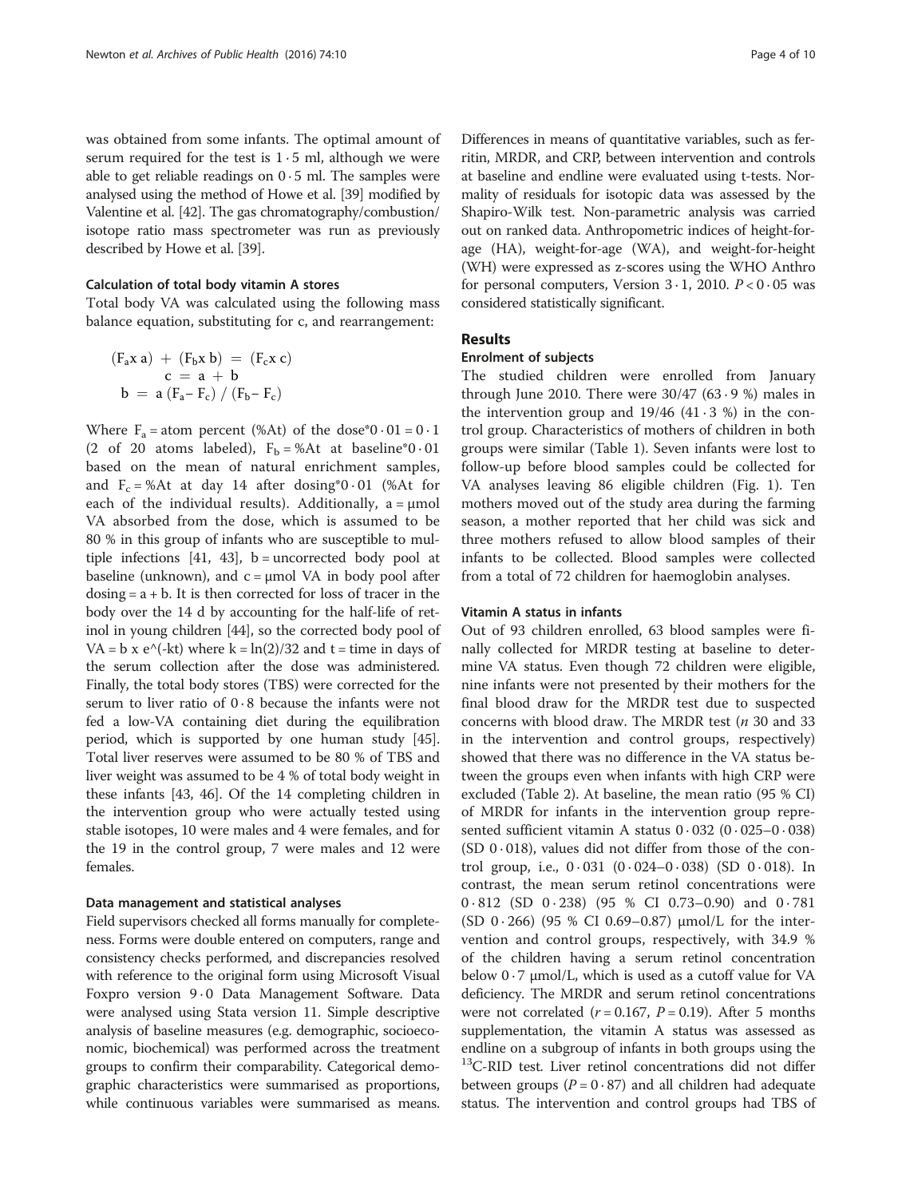was obtained from some infants. The optimal amount of serum required for the test is 1·5 ml, although we were able to get reliable readings on 0·5 ml. The samples were analysed using the method of Howe et al. [39] modified by Valentine et al. [42]. The gas chromatography/combustion/isotope ratio mass spectrometer was run as previously described by Howe et al. [39].

### Calculation of total body vitamin A stores

Total body VA was calculated using the following mass balance equation, substituting for c, and rearrangement:

$$(F_a x\ a) + (F_b x\ b) = (F_c x\ c)$$
$$c = a + b$$
$$b = a\,(F_a - F_c)\,/\,(F_b - F_c)$$

Where $F_a$ = atom percent (%At) of the dose*0·01 = 0·1 (2 of 20 atoms labeled), $F_b$ = %At at baseline*0·01 based on the mean of natural enrichment samples, and $F_c$ = %At at day 14 after dosing*0·01 (%At for each of the individual results). Additionally, a = μmol VA absorbed from the dose, which is assumed to be 80 % in this group of infants who are susceptible to multiple infections [41, 43], b = uncorrected body pool at baseline (unknown), and c = μmol VA in body pool after dosing = a + b. It is then corrected for loss of tracer in the body over the 14 d by accounting for the half-life of retinol in young children [44], so the corrected body pool of VA = b x e^(-kt) where k = ln(2)/32 and t = time in days of the serum collection after the dose was administered. Finally, the total body stores (TBS) were corrected for the serum to liver ratio of 0·8 because the infants were not fed a low-VA containing diet during the equilibration period, which is supported by one human study [45]. Total liver reserves were assumed to be 80 % of TBS and liver weight was assumed to be 4 % of total body weight in these infants [43, 46]. Of the 14 completing children in the intervention group who were actually tested using stable isotopes, 10 were males and 4 were females, and for the 19 in the control group, 7 were males and 12 were females.

### Data management and statistical analyses

Field supervisors checked all forms manually for completeness. Forms were double entered on computers, range and consistency checks performed, and discrepancies resolved with reference to the original form using Microsoft Visual Foxpro version 9·0 Data Management Software. Data were analysed using Stata version 11. Simple descriptive analysis of baseline measures (e.g. demographic, socioeconomic, biochemical) was performed across the treatment groups to confirm their comparability. Categorical demographic characteristics were summarised as proportions, while continuous variables were summarised as means. Differences in means of quantitative variables, such as ferritin, MRDR, and CRP, between intervention and controls at baseline and endline were evaluated using t-tests. Normality of residuals for isotopic data was assessed by the Shapiro-Wilk test. Non-parametric analysis was carried out on ranked data. Anthropometric indices of height-for-age (HA), weight-for-age (WA), and weight-for-height (WH) were expressed as z-scores using the WHO Anthro for personal computers, Version 3·1, 2010. $P < 0·05$ was considered statistically significant.

## Results

### Enrolment of subjects

The studied children were enrolled from January through June 2010. There were 30/47 (63·9 %) males in the intervention group and 19/46 (41·3 %) in the control group. Characteristics of mothers of children in both groups were similar (Table 1). Seven infants were lost to follow-up before blood samples could be collected for VA analyses leaving 86 eligible children (Fig. 1). Ten mothers moved out of the study area during the farming season, a mother reported that her child was sick and three mothers refused to allow blood samples of their infants to be collected. Blood samples were collected from a total of 72 children for haemoglobin analyses.

### Vitamin A status in infants

Out of 93 children enrolled, 63 blood samples were finally collected for MRDR testing at baseline to determine VA status. Even though 72 children were eligible, nine infants were not presented by their mothers for the final blood draw for the MRDR test due to suspected concerns with blood draw. The MRDR test (*n* 30 and 33 in the intervention and control groups, respectively) showed that there was no difference in the VA status between the groups even when infants with high CRP were excluded (Table 2). At baseline, the mean ratio (95 % CI) of MRDR for infants in the intervention group represented sufficient vitamin A status 0·032 (0·025–0·038) (SD 0·018), values did not differ from those of the control group, i.e., 0·031 (0·024–0·038) (SD 0·018). In contrast, the mean serum retinol concentrations were 0·812 (SD 0·238) (95 % CI 0.73–0.90) and 0·781 (SD 0·266) (95 % CI 0.69–0.87) μmol/L for the intervention and control groups, respectively, with 34.9 % of the children having a serum retinol concentration below 0·7 μmol/L, which is used as a cutoff value for VA deficiency. The MRDR and serum retinol concentrations were not correlated ($r = 0.167$, $P = 0.19$). After 5 months supplementation, the vitamin A status was assessed as endline on a subgroup of infants in both groups using the $^{13}$C-RID test. Liver retinol concentrations did not differ between groups ($P = 0·87$) and all children had adequate status. The intervention and control groups had TBS of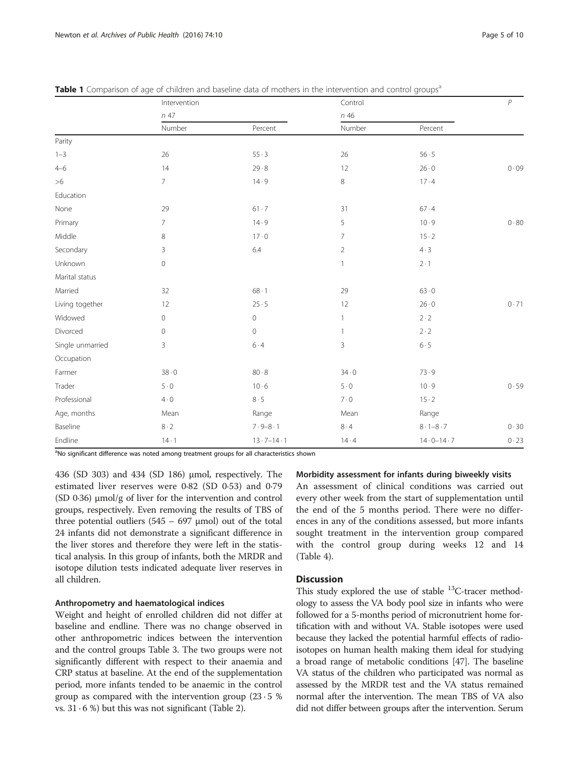**Table 1** Comparison of age of children and baseline data of mothers in the intervention and control groups[a]

| | Intervention | | Control | | *P* |
|---|---|---|---|---|---|
| | *n* 47 | | *n* 46 | | |
| | Number | Percent | Number | Percent | |
| Parity | | | | | |
| 1–3 | 26 | 55·3 | 26 | 56·5 | |
| 4–6 | 14 | 29·8 | 12 | 26·0 | 0·09 |
| >6 | 7 | 14·9 | 8 | 17·4 | |
| Education | | | | | |
| None | 29 | 61·7 | 31 | 67·4 | |
| Primary | 7 | 14·9 | 5 | 10·9 | 0·80 |
| Middle | 8 | 17·0 | 7 | 15·2 | |
| Secondary | 3 | 6.4 | 2 | 4·3 | |
| Unknown | 0 | | 1 | 2·1 | |
| Marital status | | | | | |
| Married | 32 | 68·1 | 29 | 63·0 | |
| Living together | 12 | 25·5 | 12 | 26·0 | 0·71 |
| Widowed | 0 | 0 | 1 | 2·2 | |
| Divorced | 0 | 0 | 1 | 2·2 | |
| Single unmarried | 3 | 6·4 | 3 | 6·5 | |
| Occupation | | | | | |
| Farmer | 38·0 | 80·8 | 34·0 | 73·9 | |
| Trader | 5·0 | 10·6 | 5·0 | 10·9 | 0·59 |
| Professional | 4·0 | 8·5 | 7·0 | 15·2 | |
| Age, months | Mean | Range | Mean | Range | |
| Baseline | 8·2 | 7·9–8·1 | 8·4 | 8·1–8·7 | 0·30 |
| Endline | 14·1 | 13·7–14·1 | 14·4 | 14·0–14·7 | 0·23 |

[a]No significant difference was noted among treatment groups for all characteristics shown

436 (SD 303) and 434 (SD 186) μmol, respectively. The estimated liver reserves were 0·82 (SD 0·53) and 0·79 (SD 0·36) μmol/g of liver for the intervention and control groups, respectively. Even removing the results of TBS of three potential outliers (545 – 697 μmol) out of the total 24 infants did not demonstrate a significant difference in the liver stores and therefore they were left in the statistical analysis. In this group of infants, both the MRDR and isotope dilution tests indicated adequate liver reserves in all children.

### Anthropometry and haematological indices

Weight and height of enrolled children did not differ at baseline and endline. There was no change observed in other anthropometric indices between the intervention and the control groups Table 3. The two groups were not significantly different with respect to their anaemia and CRP status at baseline. At the end of the supplementation period, more infants tended to be anaemic in the control group as compared with the intervention group (23·5 % vs. 31·6 %) but this was not significant (Table 2).

### Morbidity assessment for infants during biweekly visits

An assessment of clinical conditions was carried out every other week from the start of supplementation until the end of the 5 months period. There were no differences in any of the conditions assessed, but more infants sought treatment in the intervention group compared with the control group during weeks 12 and 14 (Table 4).

## Discussion

This study explored the use of stable $^{13}C$-tracer methodology to assess the VA body pool size in infants who were followed for a 5-months period of micronutrient home fortification with and without VA. Stable isotopes were used because they lacked the potential harmful effects of radioisotopes on human health making them ideal for studying a broad range of metabolic conditions [47]. The baseline VA status of the children who participated was normal as assessed by the MRDR test and the VA status remained normal after the intervention. The mean TBS of VA also did not differ between groups after the intervention. Serum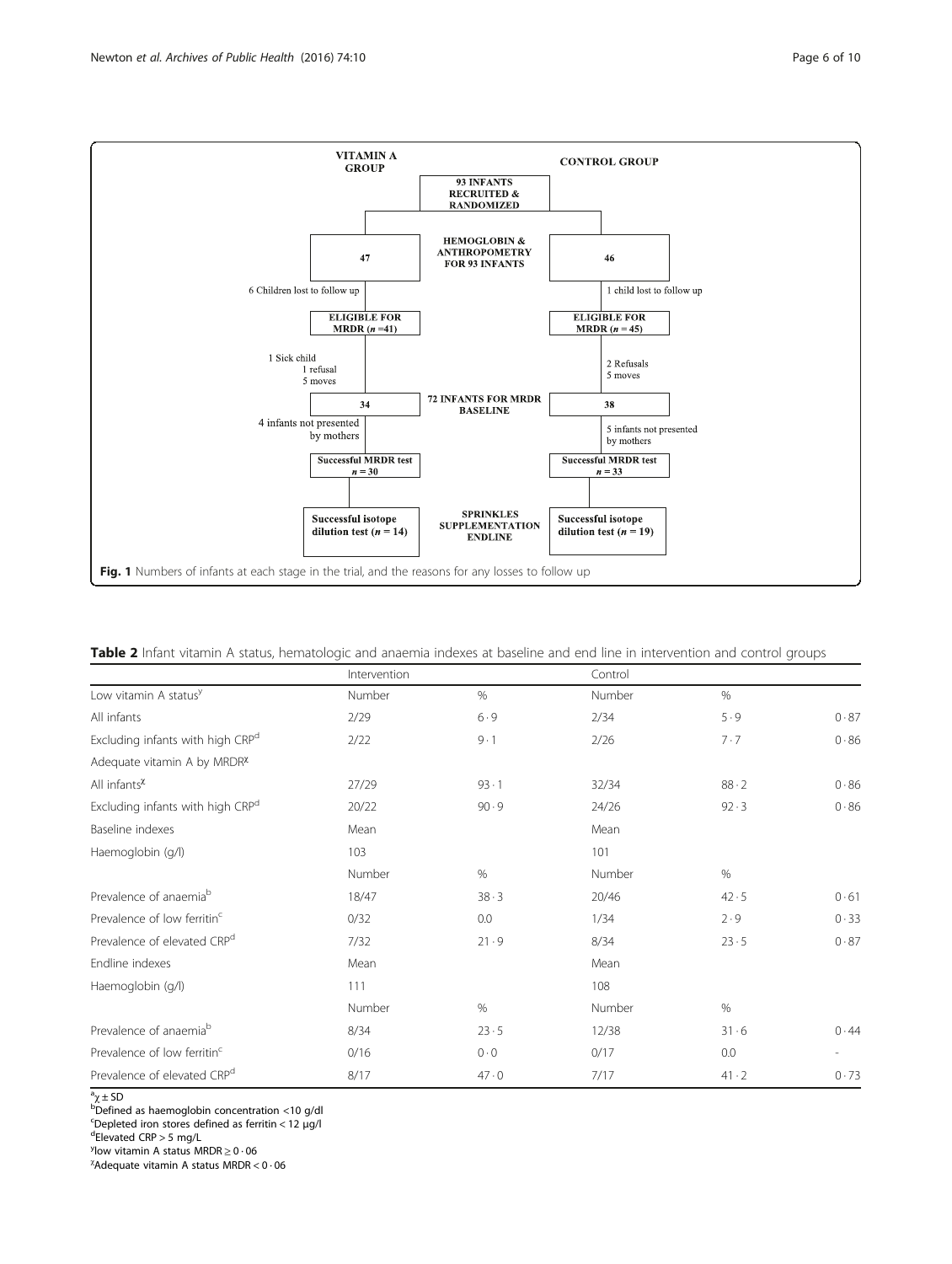| VITAMIN A GROUP | | CONTROL GROUP |
|---|---|---|
| | 93 INFANTS RECRUITED & RANDOMIZED | |
| 47 | HEMOGLOBIN & ANTHROPOMETRY FOR 93 INFANTS | 46 |
| 6 Children lost to follow up | | 1 child lost to follow up |
| ELIGIBLE FOR MRDR (n = 41) | | ELIGIBLE FOR MRDR (n = 45) |
| 1 Sick child, 1 refusal, 5 moves | | 2 Refusals, 5 moves |
| 34 | 72 INFANTS FOR MRDR BASELINE | 38 |
| 4 infants not presented by mothers | | 5 infants not presented by mothers |
| Successful MRDR test n = 30 | | Successful MRDR test n = 33 |
| Successful isotope dilution test (n = 14) | SPRINKLES SUPPLEMENTATION ENDLINE | Successful isotope dilution test (n = 19) |

**Fig. 1** Numbers of infants at each stage in the trial, and the reasons for any losses to follow up

**Table 2** Infant vitamin A status, hematologic and anaemia indexes at baseline and end line in intervention and control groups

| | Intervention | | Control | | |
|---|---|---|---|---|---|
| Low vitamin A status[y] | Number | % | Number | % | |
| All infants | 2/29 | 6·9 | 2/34 | 5·9 | 0·87 |
| Excluding infants with high CRP[d] | 2/22 | 9·1 | 2/26 | 7·7 | 0·86 |
| Adequate vitamin A by MRDR[χ] | | | | | |
| All infants[χ] | 27/29 | 93·1 | 32/34 | 88·2 | 0·86 |
| Excluding infants with high CRP[d] | 20/22 | 90·9 | 24/26 | 92·3 | 0·86 |
| Baseline indexes | Mean | | Mean | | |
| Haemoglobin (g/l) | 103 | | 101 | | |
| | Number | % | Number | % | |
| Prevalence of anaemia[b] | 18/47 | 38·3 | 20/46 | 42·5 | 0·61 |
| Prevalence of low ferritin[c] | 0/32 | 0.0 | 1/34 | 2·9 | 0·33 |
| Prevalence of elevated CRP[d] | 7/32 | 21·9 | 8/34 | 23·5 | 0·87 |
| Endline indexes | Mean | | Mean | | |
| Haemoglobin (g/l) | 111 | | 108 | | |
| | Number | % | Number | % | |
| Prevalence of anaemia[b] | 8/34 | 23·5 | 12/38 | 31·6 | 0·44 |
| Prevalence of low ferritin[c] | 0/16 | 0·0 | 0/17 | 0.0 | - |
| Prevalence of elevated CRP[d] | 8/17 | 47·0 | 7/17 | 41·2 | 0·73 |

[a] χ ± SD
[b] Defined as haemoglobin concentration <10 g/dl
[c] Depleted iron stores defined as ferritin < 12 μg/l
[d] Elevated CRP > 5 mg/L
[y] low vitamin A status MRDR ≥ 0·06
[χ] Adequate vitamin A status MRDR < 0·06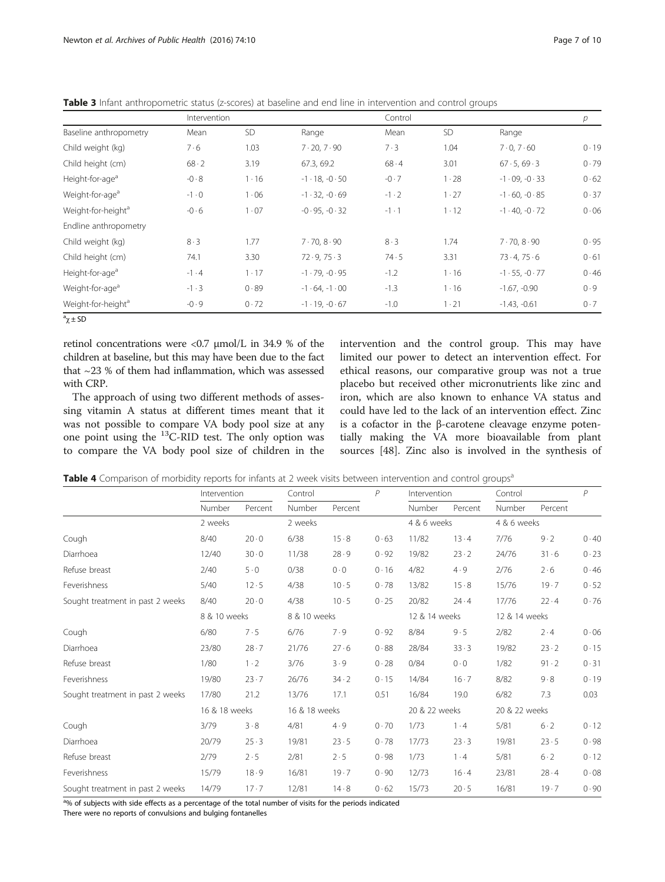**Table 3** Infant anthropometric status (z-scores) at baseline and end line in intervention and control groups

| | Intervention | | | Control | | | *p* |
|---|---|---|---|---|---|---|---|
| Baseline anthropometry | Mean | SD | Range | Mean | SD | Range | |
| Child weight (kg) | 7·6 | 1.03 | 7·20, 7·90 | 7·3 | 1.04 | 7·0, 7·60 | 0·19 |
| Child height (cm) | 68·2 | 3.19 | 67.3, 69.2 | 68·4 | 3.01 | 67·5, 69·3 | 0·79 |
| Height-for-age[a] | -0·8 | 1·16 | -1·18, -0·50 | -0·7 | 1·28 | -1·09, -0·33 | 0·62 |
| Weight-for-age[a] | -1·0 | 1·06 | -1·32, -0·69 | -1·2 | 1·27 | -1·60, -0·85 | 0·37 |
| Weight-for-height[a] | -0·6 | 1·07 | -0·95, -0·32 | -1·1 | 1·12 | -1·40, -0·72 | 0·06 |
| Endline anthropometry | | | | | | | |
| Child weight (kg) | 8·3 | 1.77 | 7·70, 8·90 | 8·3 | 1.74 | 7·70, 8·90 | 0·95 |
| Child height (cm) | 74.1 | 3.30 | 72·9, 75·3 | 74·5 | 3.31 | 73·4, 75·6 | 0·61 |
| Height-for-age[a] | -1·4 | 1·17 | -1·79, -0·95 | -1.2 | 1·16 | -1·55, -0·77 | 0·46 |
| Weight-for-age[a] | -1·3 | 0·89 | -1·64, -1·00 | -1.3 | 1·16 | -1.67, -0.90 | 0·9 |
| Weight-for-height[a] | -0·9 | 0·72 | -1·19, -0·67 | -1.0 | 1·21 | -1.43, -0.61 | 0·7 |

[a] $\chi \pm$ SD

retinol concentrations were <0.7 μmol/L in 34.9 % of the children at baseline, but this may have been due to the fact that ~23 % of them had inflammation, which was assessed with CRP.

The approach of using two different methods of assessing vitamin A status at different times meant that it was not possible to compare VA body pool size at any one point using the $^{13}$C-RID test. The only option was to compare the VA body pool size of children in the intervention and the control group. This may have limited our power to detect an intervention effect. For ethical reasons, our comparative group was not a true placebo but received other micronutrients like zinc and iron, which are also known to enhance VA status and could have led to the lack of an intervention effect. Zinc is a cofactor in the β-carotene cleavage enzyme potentially making the VA more bioavailable from plant sources [48]. Zinc also is involved in the synthesis of

**Table 4** Comparison of morbidity reports for infants at 2 week visits between intervention and control groups[a]

| | Intervention | | Control | | *P* | Intervention | | Control | | *P* |
|---|---|---|---|---|---|---|---|---|---|---|
| | Number | Percent | Number | Percent | | Number | Percent | Number | Percent | |
| | 2 weeks | | 2 weeks | | | 4 & 6 weeks | | 4 & 6 weeks | | |
| Cough | 8/40 | 20·0 | 6/38 | 15·8 | 0·63 | 11/82 | 13·4 | 7/76 | 9·2 | 0·40 |
| Diarrhoea | 12/40 | 30·0 | 11/38 | 28·9 | 0·92 | 19/82 | 23·2 | 24/76 | 31·6 | 0·23 |
| Refuse breast | 2/40 | 5·0 | 0/38 | 0·0 | 0·16 | 4/82 | 4·9 | 2/76 | 2·6 | 0·46 |
| Feverishness | 5/40 | 12·5 | 4/38 | 10·5 | 0·78 | 13/82 | 15·8 | 15/76 | 19·7 | 0·52 |
| Sought treatment in past 2 weeks | 8/40 | 20·0 | 4/38 | 10·5 | 0·25 | 20/82 | 24·4 | 17/76 | 22·4 | 0·76 |
| | 8 & 10 weeks | | 8 & 10 weeks | | | 12 & 14 weeks | | 12 & 14 weeks | | |
| Cough | 6/80 | 7·5 | 6/76 | 7·9 | 0·92 | 8/84 | 9·5 | 2/82 | 2·4 | 0·06 |
| Diarrhoea | 23/80 | 28·7 | 21/76 | 27·6 | 0·88 | 28/84 | 33·3 | 19/82 | 23·2 | 0·15 |
| Refuse breast | 1/80 | 1·2 | 3/76 | 3·9 | 0·28 | 0/84 | 0·0 | 1/82 | 91·2 | 0·31 |
| Feverishness | 19/80 | 23·7 | 26/76 | 34·2 | 0·15 | 14/84 | 16·7 | 8/82 | 9·8 | 0·19 |
| Sought treatment in past 2 weeks | 17/80 | 21.2 | 13/76 | 17.1 | 0.51 | 16/84 | 19.0 | 6/82 | 7.3 | 0.03 |
| | 16 & 18 weeks | | 16 & 18 weeks | | | 20 & 22 weeks | | 20 & 22 weeks | | |
| Cough | 3/79 | 3·8 | 4/81 | 4·9 | 0·70 | 1/73 | 1·4 | 5/81 | 6·2 | 0·12 |
| Diarrhoea | 20/79 | 25·3 | 19/81 | 23·5 | 0·78 | 17/73 | 23·3 | 19/81 | 23·5 | 0·98 |
| Refuse breast | 2/79 | 2·5 | 2/81 | 2·5 | 0·98 | 1/73 | 1·4 | 5/81 | 6·2 | 0·12 |
| Feverishness | 15/79 | 18·9 | 16/81 | 19·7 | 0·90 | 12/73 | 16·4 | 23/81 | 28·4 | 0·08 |
| Sought treatment in past 2 weeks | 14/79 | 17·7 | 12/81 | 14·8 | 0·62 | 15/73 | 20·5 | 16/81 | 19·7 | 0·90 |

[a]% of subjects with side effects as a percentage of the total number of visits for the periods indicated

There were no reports of convulsions and bulging fontanelles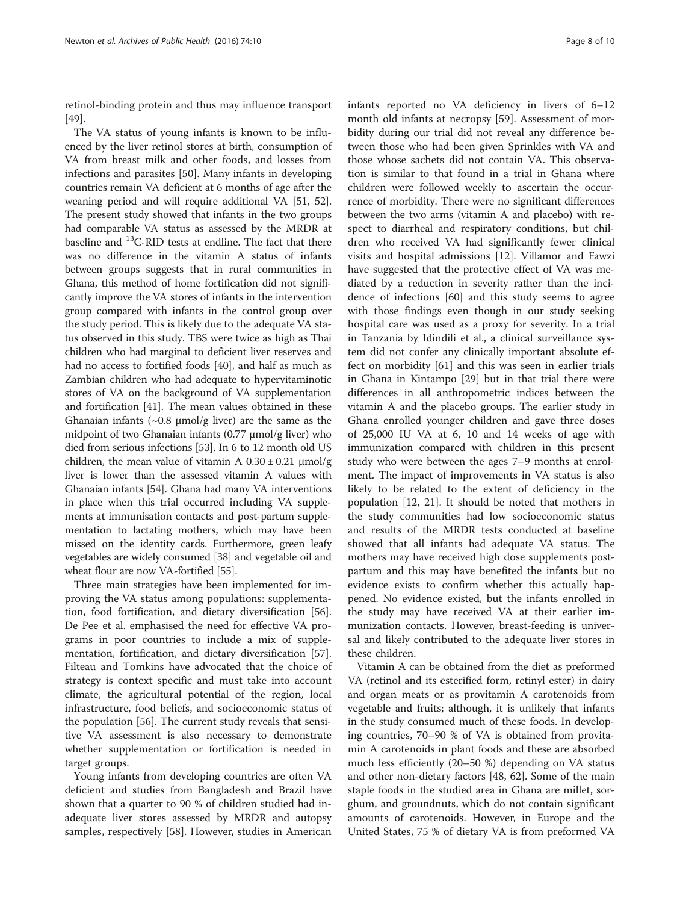retinol-binding protein and thus may influence transport [49].

The VA status of young infants is known to be influenced by the liver retinol stores at birth, consumption of VA from breast milk and other foods, and losses from infections and parasites [50]. Many infants in developing countries remain VA deficient at 6 months of age after the weaning period and will require additional VA [51, 52]. The present study showed that infants in the two groups had comparable VA status as assessed by the MRDR at baseline and $^{13}$C-RID tests at endline. The fact that there was no difference in the vitamin A status of infants between groups suggests that in rural communities in Ghana, this method of home fortification did not significantly improve the VA stores of infants in the intervention group compared with infants in the control group over the study period. This is likely due to the adequate VA status observed in this study. TBS were twice as high as Thai children who had marginal to deficient liver reserves and had no access to fortified foods [40], and half as much as Zambian children who had adequate to hypervitaminotic stores of VA on the background of VA supplementation and fortification [41]. The mean values obtained in these Ghanaian infants (~0.8 μmol/g liver) are the same as the midpoint of two Ghanaian infants (0.77 μmol/g liver) who died from serious infections [53]. In 6 to 12 month old US children, the mean value of vitamin A 0.30 ± 0.21 μmol/g liver is lower than the assessed vitamin A values with Ghanaian infants [54]. Ghana had many VA interventions in place when this trial occurred including VA supplements at immunisation contacts and post-partum supplementation to lactating mothers, which may have been missed on the identity cards. Furthermore, green leafy vegetables are widely consumed [38] and vegetable oil and wheat flour are now VA-fortified [55].

Three main strategies have been implemented for improving the VA status among populations: supplementation, food fortification, and dietary diversification [56]. De Pee et al. emphasised the need for effective VA programs in poor countries to include a mix of supplementation, fortification, and dietary diversification [57]. Filteau and Tomkins have advocated that the choice of strategy is context specific and must take into account climate, the agricultural potential of the region, local infrastructure, food beliefs, and socioeconomic status of the population [56]. The current study reveals that sensitive VA assessment is also necessary to demonstrate whether supplementation or fortification is needed in target groups.

Young infants from developing countries are often VA deficient and studies from Bangladesh and Brazil have shown that a quarter to 90 % of children studied had inadequate liver stores assessed by MRDR and autopsy samples, respectively [58]. However, studies in American infants reported no VA deficiency in livers of 6–12 month old infants at necropsy [59]. Assessment of morbidity during our trial did not reveal any difference between those who had been given Sprinkles with VA and those whose sachets did not contain VA. This observation is similar to that found in a trial in Ghana where children were followed weekly to ascertain the occurrence of morbidity. There were no significant differences between the two arms (vitamin A and placebo) with respect to diarrheal and respiratory conditions, but children who received VA had significantly fewer clinical visits and hospital admissions [12]. Villamor and Fawzi have suggested that the protective effect of VA was mediated by a reduction in severity rather than the incidence of infections [60] and this study seems to agree with those findings even though in our study seeking hospital care was used as a proxy for severity. In a trial in Tanzania by Idindili et al., a clinical surveillance system did not confer any clinically important absolute effect on morbidity [61] and this was seen in earlier trials in Ghana in Kintampo [29] but in that trial there were differences in all anthropometric indices between the vitamin A and the placebo groups. The earlier study in Ghana enrolled younger children and gave three doses of 25,000 IU VA at 6, 10 and 14 weeks of age with immunization compared with children in this present study who were between the ages 7–9 months at enrolment. The impact of improvements in VA status is also likely to be related to the extent of deficiency in the population [12, 21]. It should be noted that mothers in the study communities had low socioeconomic status and results of the MRDR tests conducted at baseline showed that all infants had adequate VA status. The mothers may have received high dose supplements postpartum and this may have benefited the infants but no evidence exists to confirm whether this actually happened. No evidence existed, but the infants enrolled in the study may have received VA at their earlier immunization contacts. However, breast-feeding is universal and likely contributed to the adequate liver stores in these children.

Vitamin A can be obtained from the diet as preformed VA (retinol and its esterified form, retinyl ester) in dairy and organ meats or as provitamin A carotenoids from vegetable and fruits; although, it is unlikely that infants in the study consumed much of these foods. In developing countries, 70–90 % of VA is obtained from provitamin A carotenoids in plant foods and these are absorbed much less efficiently (20–50 %) depending on VA status and other non-dietary factors [48, 62]. Some of the main staple foods in the studied area in Ghana are millet, sorghum, and groundnuts, which do not contain significant amounts of carotenoids. However, in Europe and the United States, 75 % of dietary VA is from preformed VA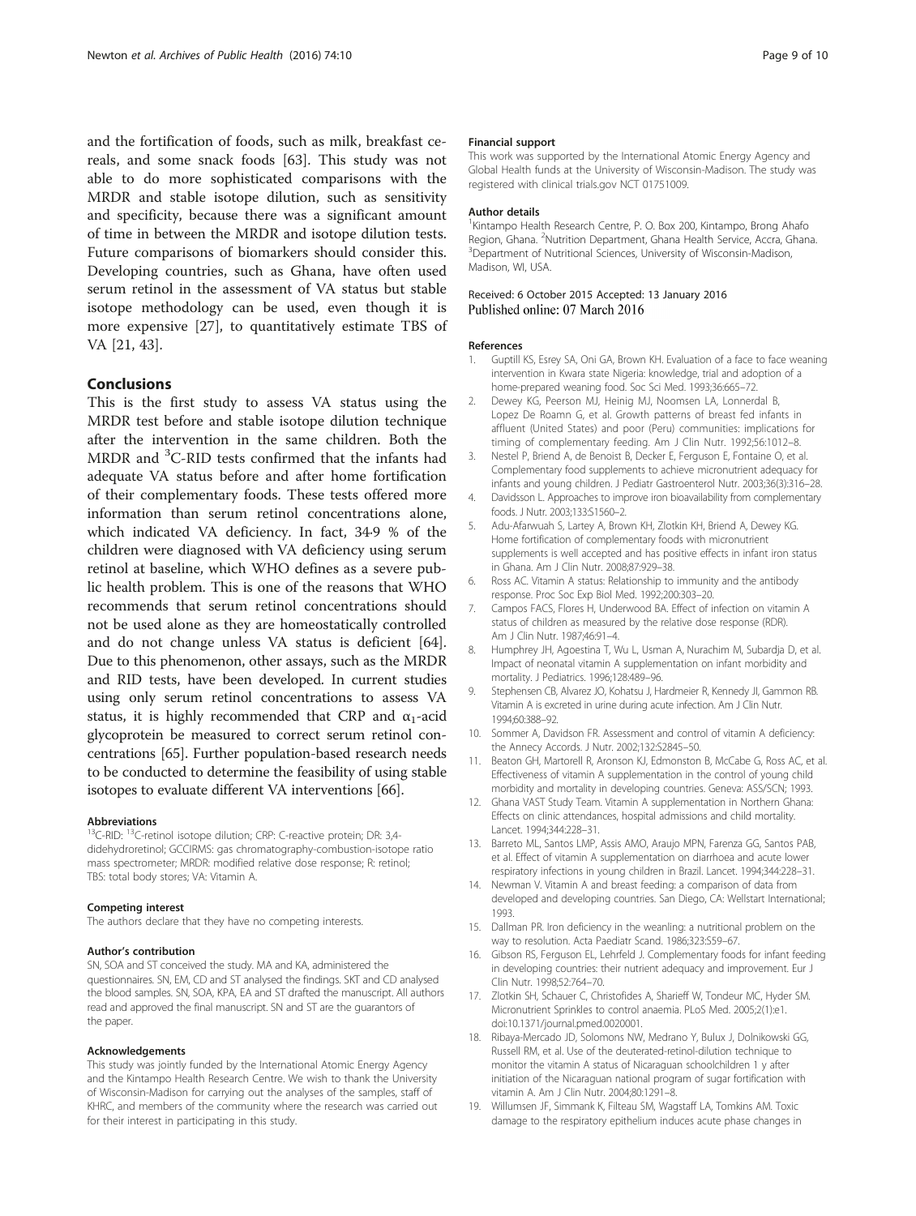and the fortification of foods, such as milk, breakfast cereals, and some snack foods [63]. This study was not able to do more sophisticated comparisons with the MRDR and stable isotope dilution, such as sensitivity and specificity, because there was a significant amount of time in between the MRDR and isotope dilution tests. Future comparisons of biomarkers should consider this. Developing countries, such as Ghana, have often used serum retinol in the assessment of VA status but stable isotope methodology can be used, even though it is more expensive [27], to quantitatively estimate TBS of VA [21, 43].

## Conclusions

This is the first study to assess VA status using the MRDR test before and stable isotope dilution technique after the intervention in the same children. Both the MRDR and $^{3}$C-RID tests confirmed that the infants had adequate VA status before and after home fortification of their complementary foods. These tests offered more information than serum retinol concentrations alone, which indicated VA deficiency. In fact, 34·9 % of the children were diagnosed with VA deficiency using serum retinol at baseline, which WHO defines as a severe public health problem. This is one of the reasons that WHO recommends that serum retinol concentrations should not be used alone as they are homeostatically controlled and do not change unless VA status is deficient [64]. Due to this phenomenon, other assays, such as the MRDR and RID tests, have been developed. In current studies using only serum retinol concentrations to assess VA status, it is highly recommended that CRP and $\alpha_1$-acid glycoprotein be measured to correct serum retinol concentrations [65]. Further population-based research needs to be conducted to determine the feasibility of using stable isotopes to evaluate different VA interventions [66].

#### Abbreviations

$^{13}$C-RID: $^{13}$C-retinol isotope dilution; CRP: C-reactive protein; DR: 3,4-didehydroretinol; GCCIRMS: gas chromatography-combustion-isotope ratio mass spectrometer; MRDR: modified relative dose response; R: retinol; TBS: total body stores; VA: Vitamin A.

#### Competing interest

The authors declare that they have no competing interests.

#### Author's contribution

SN, SOA and ST conceived the study. MA and KA, administered the questionnaires. SN, EM, CD and ST analysed the findings. SKT and CD analysed the blood samples. SN, SOA, KPA, EA and ST drafted the manuscript. All authors read and approved the final manuscript. SN and ST are the guarantors of the paper.

#### Acknowledgements

This study was jointly funded by the International Atomic Energy Agency and the Kintampo Health Research Centre. We wish to thank the University of Wisconsin-Madison for carrying out the analyses of the samples, staff of KHRC, and members of the community where the research was carried out for their interest in participating in this study.

#### Financial support

This work was supported by the International Atomic Energy Agency and Global Health funds at the University of Wisconsin-Madison. The study was registered with clinical trials.gov NCT 01751009.

#### Author details

[1]Kintampo Health Research Centre, P. O. Box 200, Kintampo, Brong Ahafo Region, Ghana. [2]Nutrition Department, Ghana Health Service, Accra, Ghana. [3]Department of Nutritional Sciences, University of Wisconsin-Madison, Madison, WI, USA.

Received: 6 October 2015 Accepted: 13 January 2016
Published online: 07 March 2016

#### References

1. Guptill KS, Esrey SA, Oni GA, Brown KH. Evaluation of a face to face weaning intervention in Kwara state Nigeria: knowledge, trial and adoption of a home-prepared weaning food. Soc Sci Med. 1993;36:665–72.
2. Dewey KG, Peerson MJ, Heinig MJ, Noomsen LA, Lonnerdal B, Lopez De Roamn G, et al. Growth patterns of breast fed infants in affluent (United States) and poor (Peru) communities: implications for timing of complementary feeding. Am J Clin Nutr. 1992;56:1012–8.
3. Nestel P, Briend A, de Benoist B, Decker E, Ferguson E, Fontaine O, et al. Complementary food supplements to achieve micronutrient adequacy for infants and young children. J Pediatr Gastroenterol Nutr. 2003;36(3):316–28.
4. Davidsson L. Approaches to improve iron bioavailability from complementary foods. J Nutr. 2003;133:S1560–2.
5. Adu-Afarwuah S, Lartey A, Brown KH, Zlotkin KH, Briend A, Dewey KG. Home fortification of complementary foods with micronutrient supplements is well accepted and has positive effects in infant iron status in Ghana. Am J Clin Nutr. 2008;87:929–38.
6. Ross AC. Vitamin A status: Relationship to immunity and the antibody response. Proc Soc Exp Biol Med. 1992;200:303–20.
7. Campos FACS, Flores H, Underwood BA. Effect of infection on vitamin A status of children as measured by the relative dose response (RDR). Am J Clin Nutr. 1987;46:91–4.
8. Humphrey JH, Agoestina T, Wu L, Usman A, Nurachim M, Subardja D, et al. Impact of neonatal vitamin A supplementation on infant morbidity and mortality. J Pediatrics. 1996;128:489–96.
9. Stephensen CB, Alvarez JO, Kohatsu J, Hardmeier R, Kennedy JI, Gammon RB. Vitamin A is excreted in urine during acute infection. Am J Clin Nutr. 1994;60:388–92.
10. Sommer A, Davidson FR. Assessment and control of vitamin A deficiency: the Annecy Accords. J Nutr. 2002;132:S2845–50.
11. Beaton GH, Martorell R, Aronson KJ, Edmonston B, McCabe G, Ross AC, et al. Effectiveness of vitamin A supplementation in the control of young child morbidity and mortality in developing countries. Geneva: ASS/SCN; 1993.
12. Ghana VAST Study Team. Vitamin A supplementation in Northern Ghana: Effects on clinic attendances, hospital admissions and child mortality. Lancet. 1994;344:228–31.
13. Barreto ML, Santos LMP, Assis AMO, Araujo MPN, Farenza GG, Santos PAB, et al. Effect of vitamin A supplementation on diarrhoea and acute lower respiratory infections in young children in Brazil. Lancet. 1994;344:228–31.
14. Newman V. Vitamin A and breast feeding: a comparison of data from developed and developing countries. San Diego, CA: Wellstart International; 1993.
15. Dallman PR. Iron deficiency in the weanling: a nutritional problem on the way to resolution. Acta Paediatr Scand. 1986;323:S59–67.
16. Gibson RS, Ferguson EL, Lehrfeld J. Complementary foods for infant feeding in developing countries: their nutrient adequacy and improvement. Eur J Clin Nutr. 1998;52:764–70.
17. Zlotkin SH, Schauer C, Christofides A, Sharieff W, Tondeur MC, Hyder SM. Micronutrient Sprinkles to control anaemia. PLoS Med. 2005;2(1):e1. doi:10.1371/journal.pmed.0020001.
18. Ribaya-Mercado JD, Solomons NW, Medrano Y, Bulux J, Dolnikowski GG, Russell RM, et al. Use of the deuterated-retinol-dilution technique to monitor the vitamin A status of Nicaraguan schoolchildren 1 y after initiation of the Nicaraguan national program of sugar fortification with vitamin A. Am J Clin Nutr. 2004;80:1291–8.
19. Willumsen JF, Simmank K, Filteau SM, Wagstaff LA, Tomkins AM. Toxic damage to the respiratory epithelium induces acute phase changes in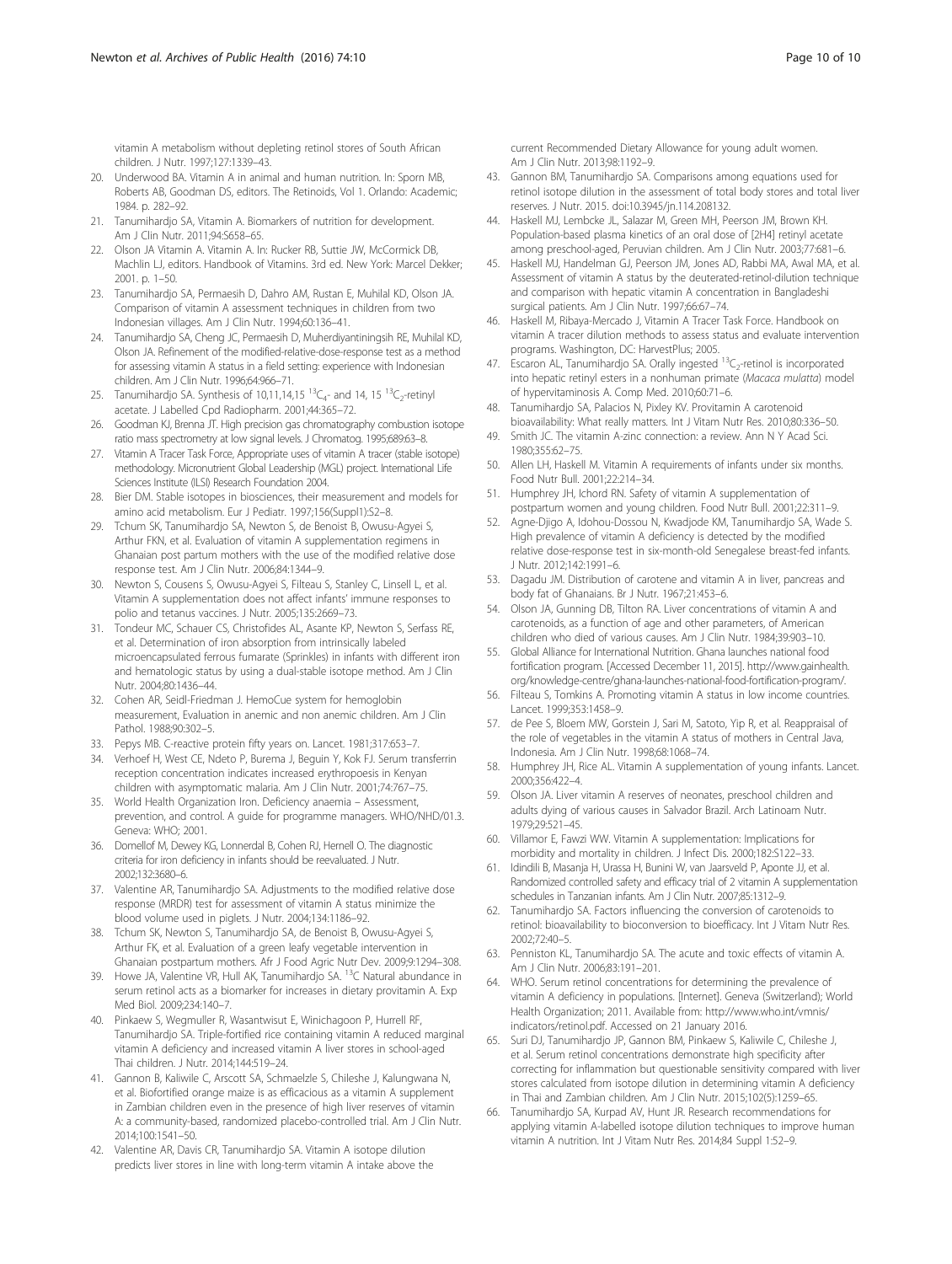vitamin A metabolism without depleting retinol stores of South African children. J Nutr. 1997;127:1339–43.

20. Underwood BA. Vitamin A in animal and human nutrition. In: Sporn MB, Roberts AB, Goodman DS, editors. The Retinoids, Vol 1. Orlando: Academic; 1984. p. 282–92.
21. Tanumihardjo SA, Vitamin A. Biomarkers of nutrition for development. Am J Clin Nutr. 2011;94:S658–65.
22. Olson JA Vitamin A. Vitamin A. In: Rucker RB, Suttie JW, McCormick DB, Machlin LJ, editors. Handbook of Vitamins. 3rd ed. New York: Marcel Dekker; 2001. p. 1–50.
23. Tanumihardjo SA, Permaesih D, Dahro AM, Rustan E, Muhilal KD, Olson JA. Comparison of vitamin A assessment techniques in children from two Indonesian villages. Am J Clin Nutr. 1994;60:136–41.
24. Tanumihardjo SA, Cheng JC, Permaesih D, Muherdiyantiningsih RE, Muhilal KD, Olson JA. Refinement of the modified-relative-dose-response test as a method for assessing vitamin A status in a field setting: experience with Indonesian children. Am J Clin Nutr. 1996;64:966–71.
25. Tanumihardjo SA. Synthesis of 10,11,14,15 $^{13}C_4$- and 14, 15 $^{13}C_2$-retinyl acetate. J Labelled Cpd Radiopharm. 2001;44:365–72.
26. Goodman KJ, Brenna JT. High precision gas chromatography combustion isotope ratio mass spectrometry at low signal levels. J Chromatog. 1995;689:63–8.
27. Vitamin A Tracer Task Force, Appropriate uses of vitamin A tracer (stable isotope) methodology. Micronutrient Global Leadership (MGL) project. International Life Sciences Institute (ILSI) Research Foundation 2004.
28. Bier DM. Stable isotopes in biosciences, their measurement and models for amino acid metabolism. Eur J Pediatr. 1997;156(Suppl1):S2–8.
29. Tchum SK, Tanumihardjo SA, Newton S, de Benoist B, Owusu-Agyei S, Arthur FKN, et al. Evaluation of vitamin A supplementation regimens in Ghanaian post partum mothers with the use of the modified relative dose response test. Am J Clin Nutr. 2006;84:1344–9.
30. Newton S, Cousens S, Owusu-Agyei S, Filteau S, Stanley C, Linsell L, et al. Vitamin A supplementation does not affect infants' immune responses to polio and tetanus vaccines. J Nutr. 2005;135:2669–73.
31. Tondeur MC, Schauer CS, Christofides AL, Asante KP, Newton S, Serfass RE, et al. Determination of iron absorption from intrinsically labeled microencapsulated ferrous fumarate (Sprinkles) in infants with different iron and hematologic status by using a dual-stable isotope method. Am J Clin Nutr. 2004;80:1436–44.
32. Cohen AR, Seidl-Friedman J. HemoCue system for hemoglobin measurement, Evaluation in anemic and non anemic children. Am J Clin Pathol. 1988;90:302–5.
33. Pepys MB. C-reactive protein fifty years on. Lancet. 1981;317:653–7.
34. Verhoef H, West CE, Ndeto P, Burema J, Beguin Y, Kok FJ. Serum transferrin reception concentration indicates increased erythropoeisis in Kenyan children with asymptomatic malaria. Am J Clin Nutr. 2001;74:767–75.
35. World Health Organization Iron. Deficiency anaemia – Assessment, prevention, and control. A guide for programme managers. WHO/NHD/01.3. Geneva: WHO; 2001.
36. Domellof M, Dewey KG, Lonnerdal B, Cohen RJ, Hernell O. The diagnostic criteria for iron deficiency in infants should be reevaluated. J Nutr. 2002;132:3680–6.
37. Valentine AR, Tanumihardjo SA. Adjustments to the modified relative dose response (MRDR) test for assessment of vitamin A status minimize the blood volume used in piglets. J Nutr. 2004;134:1186–92.
38. Tchum SK, Newton S, Tanumihardjo SA, de Benoist B, Owusu-Agyei S, Arthur FK, et al. Evaluation of a green leafy vegetable intervention in Ghanaian postpartum mothers. Afr J Food Agric Nutr Dev. 2009;9:1294–308.
39. Howe JA, Valentine VR, Hull AK, Tanumihardjo SA. $^{13}C$ Natural abundance in serum retinol acts as a biomarker for increases in dietary provitamin A. Exp Med Biol. 2009;234:140–7.
40. Pinkaew S, Wegmuller R, Wasantwisut E, Winichagoon P, Hurrell RF, Tanumihardjo SA. Triple-fortified rice containing vitamin A reduced marginal vitamin A deficiency and increased vitamin A liver stores in school-aged Thai children. J Nutr. 2014;144:519–24.
41. Gannon B, Kaliwile C, Arscott SA, Schmaelzle S, Chileshe J, Kalungwana N, et al. Biofortified orange maize is as efficacious as a vitamin A supplement in Zambian children even in the presence of high liver reserves of vitamin A: a community-based, randomized placebo-controlled trial. Am J Clin Nutr. 2014;100:1541–50.
42. Valentine AR, Davis CR, Tanumihardjo SA. Vitamin A isotope dilution predicts liver stores in line with long-term vitamin A intake above the current Recommended Dietary Allowance for young adult women. Am J Clin Nutr. 2013;98:1192–9.
43. Gannon BM, Tanumihardjo SA. Comparisons among equations used for retinol isotope dilution in the assessment of total body stores and total liver reserves. J Nutr. 2015. doi:10.3945/jn.114.208132.
44. Haskell MJ, Lembcke JL, Salazar M, Green MH, Peerson JM, Brown KH. Population-based plasma kinetics of an oral dose of [2H4] retinyl acetate among preschool-aged, Peruvian children. Am J Clin Nutr. 2003;77:681–6.
45. Haskell MJ, Handelman GJ, Peerson JM, Jones AD, Rabbi MA, Awal MA, et al. Assessment of vitamin A status by the deuterated-retinol-dilution technique and comparison with hepatic vitamin A concentration in Bangladeshi surgical patients. Am J Clin Nutr. 1997;66:67–74.
46. Haskell M, Ribaya-Mercado J, Vitamin A Tracer Task Force. Handbook on vitamin A tracer dilution methods to assess status and evaluate intervention programs. Washington, DC: HarvestPlus; 2005.
47. Escaron AL, Tanumihardjo SA. Orally ingested $^{13}C_2$-retinol is incorporated into hepatic retinyl esters in a nonhuman primate (*Macaca mulatta*) model of hypervitaminosis A. Comp Med. 2010;60:71–6.
48. Tanumihardjo SA, Palacios N, Pixley KV. Provitamin A carotenoid bioavailability: What really matters. Int J Vitam Nutr Res. 2010;80:336–50.
49. Smith JC. The vitamin A-zinc connection: a review. Ann N Y Acad Sci. 1980;355:62–75.
50. Allen LH, Haskell M. Vitamin A requirements of infants under six months. Food Nutr Bull. 2001;22:214–34.
51. Humphrey JH, Ichord RN. Safety of vitamin A supplementation of postpartum women and young children. Food Nutr Bull. 2001;22:311–9.
52. Agne-Djigo A, Idohou-Dossou N, Kwadjode KM, Tanumihardjo SA, Wade S. High prevalence of vitamin A deficiency is detected by the modified relative dose-response test in six-month-old Senegalese breast-fed infants. J Nutr. 2012;142:1991–6.
53. Dagadu JM. Distribution of carotene and vitamin A in liver, pancreas and body fat of Ghanaians. Br J Nutr. 1967;21:453–6.
54. Olson JA, Gunning DB, Tilton RA. Liver concentrations of vitamin A and carotenoids, as a function of age and other parameters, of American children who died of various causes. Am J Clin Nutr. 1984;39:903–10.
55. Global Alliance for International Nutrition. Ghana launches national food fortification program. [Accessed December 11, 2015]. http://www.gainhealth.org/knowledge-centre/ghana-launches-national-food-fortification-program/.
56. Filteau S, Tomkins A. Promoting vitamin A status in low income countries. Lancet. 1999;353:1458–9.
57. de Pee S, Bloem MW, Gorstein J, Sari M, Satoto, Yip R, et al. Reappraisal of the role of vegetables in the vitamin A status of mothers in Central Java, Indonesia. Am J Clin Nutr. 1998;68:1068–74.
58. Humphrey JH, Rice AL. Vitamin A supplementation of young infants. Lancet. 2000;356:422–4.
59. Olson JA. Liver vitamin A reserves of neonates, preschool children and adults dying of various causes in Salvador Brazil. Arch Latinoam Nutr. 1979;29:521–45.
60. Villamor E, Fawzi WW. Vitamin A supplementation: Implications for morbidity and mortality in children. J Infect Dis. 2000;182:S122–33.
61. Idindili B, Masanja H, Urassa H, Bunini W, van Jaarsveld P, Aponte JJ, et al. Randomized controlled safety and efficacy trial of 2 vitamin A supplementation schedules in Tanzanian infants. Am J Clin Nutr. 2007;85:1312–9.
62. Tanumihardjo SA. Factors influencing the conversion of carotenoids to retinol: bioavailability to bioconversion to bioefficacy. Int J Vitam Nutr Res. 2002;72:40–5.
63. Penniston KL, Tanumihardjo SA. The acute and toxic effects of vitamin A. Am J Clin Nutr. 2006;83:191–201.
64. WHO. Serum retinol concentrations for determining the prevalence of vitamin A deficiency in populations. [Internet]. Geneva (Switzerland); World Health Organization; 2011. Available from: http://www.who.int/vmnis/indicators/retinol.pdf. Accessed on 21 January 2016.
65. Suri DJ, Tanumihardjo JP, Gannon BM, Pinkaew S, Kaliwile C, Chileshe J, et al. Serum retinol concentrations demonstrate high specificity after correcting for inflammation but questionable sensitivity compared with liver stores calculated from isotope dilution in determining vitamin A deficiency in Thai and Zambian children. Am J Clin Nutr. 2015;102(5):1259–65.
66. Tanumihardjo SA, Kurpad AV, Hunt JR. Research recommendations for applying vitamin A-labelled isotope dilution techniques to improve human vitamin A nutrition. Int J Vitam Nutr Res. 2014;84 Suppl 1:52–9.